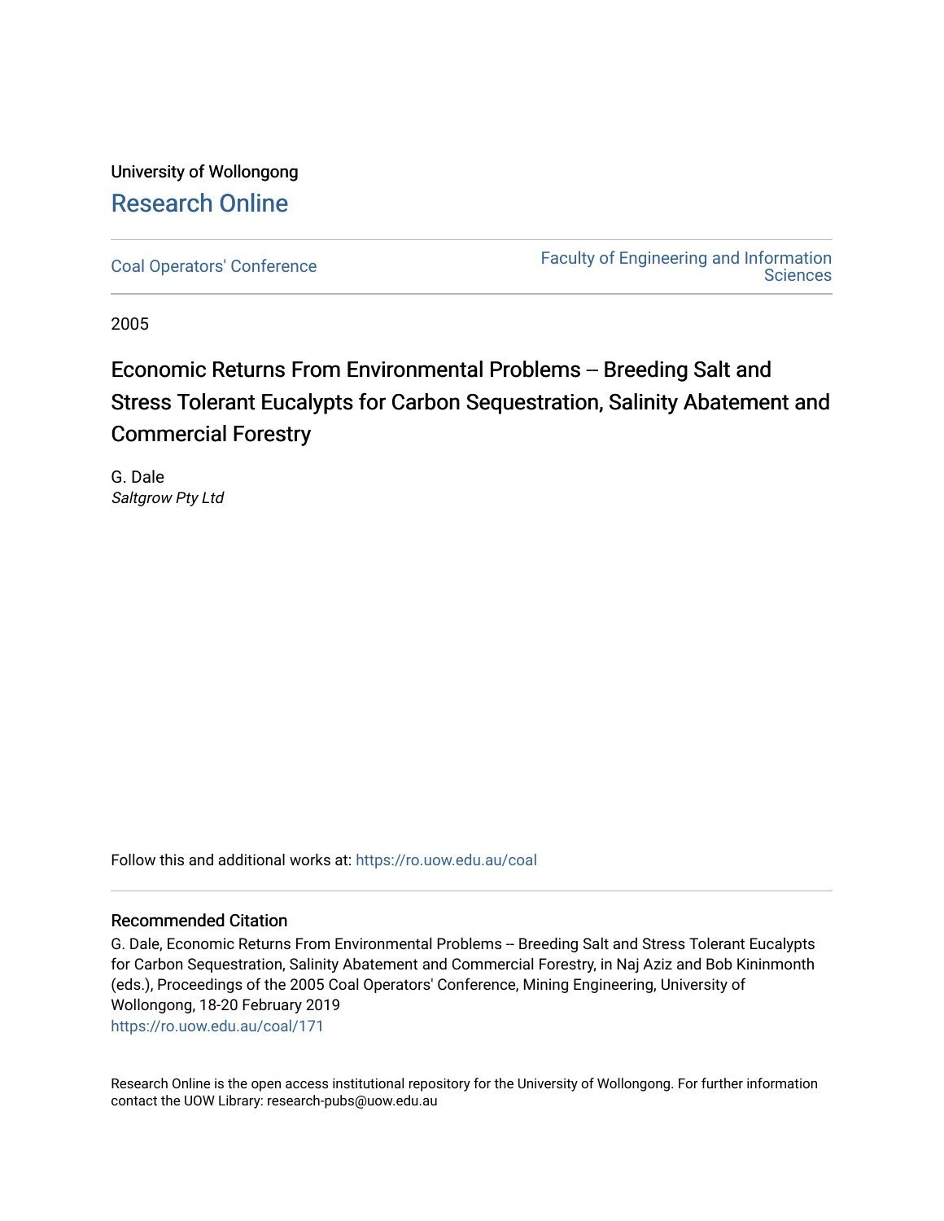University of Wollongong

# Research Online

Coal Operators' Conference | Faculty of Engineering and Information Sciences

2005

# Economic Returns From Environmental Problems -- Breeding Salt and Stress Tolerant Eucalypts for Carbon Sequestration, Salinity Abatement and Commercial Forestry

G. Dale
*Saltgrow Pty Ltd*

Follow this and additional works at: https://ro.uow.edu.au/coal

## Recommended Citation

G. Dale, Economic Returns From Environmental Problems -- Breeding Salt and Stress Tolerant Eucalypts for Carbon Sequestration, Salinity Abatement and Commercial Forestry, in Naj Aziz and Bob Kininmonth (eds.), Proceedings of the 2005 Coal Operators' Conference, Mining Engineering, University of Wollongong, 18-20 February 2019
https://ro.uow.edu.au/coal/171

Research Online is the open access institutional repository for the University of Wollongong. For further information contact the UOW Library: research-pubs@uow.edu.au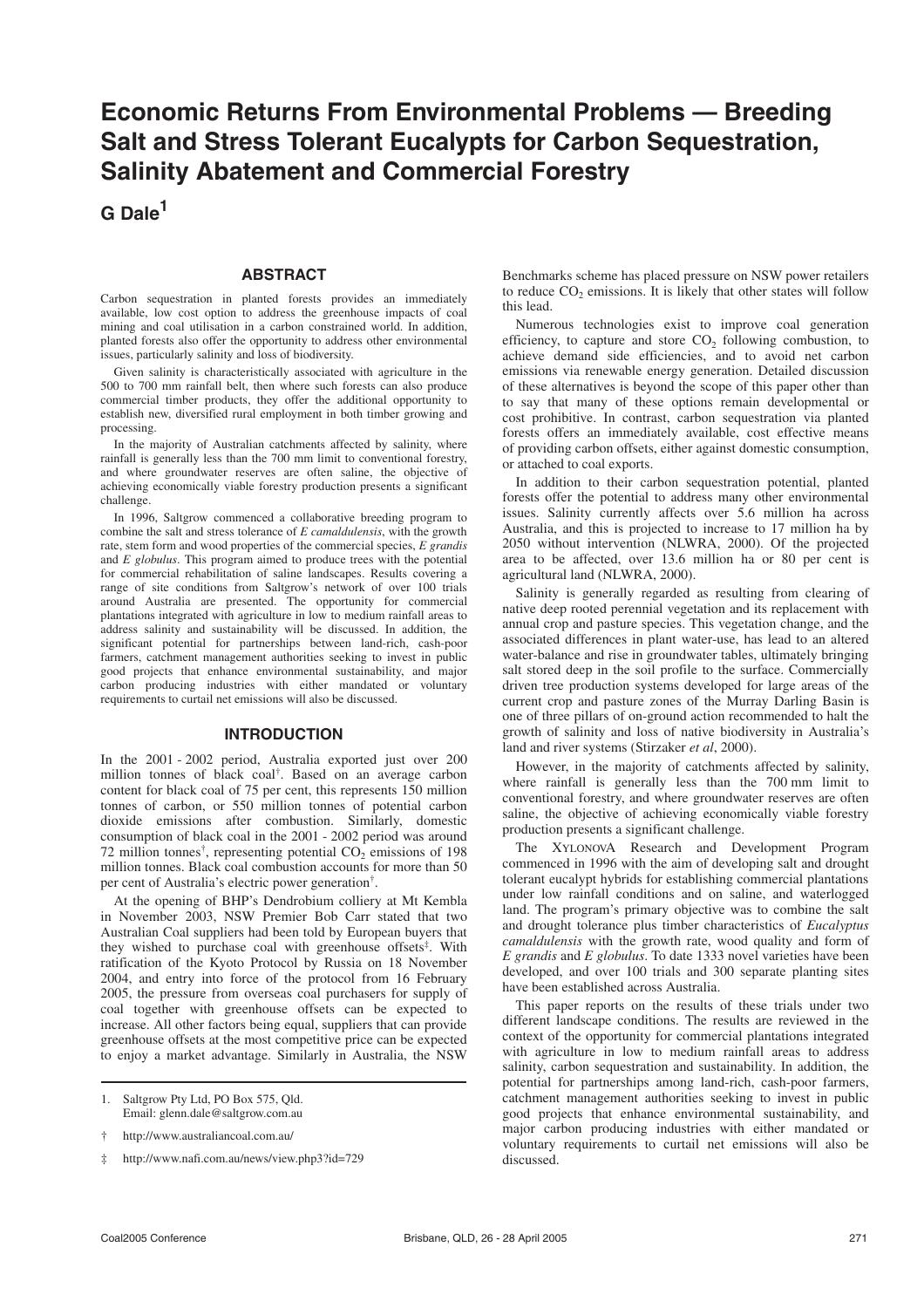# Economic Returns From Environmental Problems — Breeding Salt and Stress Tolerant Eucalypts for Carbon Sequestration, Salinity Abatement and Commercial Forestry

**G Dale**[1]

## ABSTRACT

Carbon sequestration in planted forests provides an immediately available, low cost option to address the greenhouse impacts of coal mining and coal utilisation in a carbon constrained world. In addition, planted forests also offer the opportunity to address other environmental issues, particularly salinity and loss of biodiversity.

Given salinity is characteristically associated with agriculture in the 500 to 700 mm rainfall belt, then where such forests can also produce commercial timber products, they offer the additional opportunity to establish new, diversified rural employment in both timber growing and processing.

In the majority of Australian catchments affected by salinity, where rainfall is generally less than the 700 mm limit to conventional forestry, and where groundwater reserves are often saline, the objective of achieving economically viable forestry production presents a significant challenge.

In 1996, Saltgrow commenced a collaborative breeding program to combine the salt and stress tolerance of *E camaldulensis*, with the growth rate, stem form and wood properties of the commercial species, *E grandis* and *E globulus*. This program aimed to produce trees with the potential for commercial rehabilitation of saline landscapes. Results covering a range of site conditions from Saltgrow's network of over 100 trials around Australia are presented. The opportunity for commercial plantations integrated with agriculture in low to medium rainfall areas to address salinity and sustainability will be discussed. In addition, the significant potential for partnerships between land-rich, cash-poor farmers, catchment management authorities seeking to invest in public good projects that enhance environmental sustainability, and major carbon producing industries with either mandated or voluntary requirements to curtail net emissions will also be discussed.

## INTRODUCTION

In the 2001 - 2002 period, Australia exported just over 200 million tonnes of black coal[†]. Based on an average carbon content for black coal of 75 per cent, this represents 150 million tonnes of carbon, or 550 million tonnes of potential carbon dioxide emissions after combustion. Similarly, domestic consumption of black coal in the 2001 - 2002 period was around 72 million tonnes[†], representing potential $CO_2$ emissions of 198 million tonnes. Black coal combustion accounts for more than 50 per cent of Australia's electric power generation[†].

At the opening of BHP's Dendrobium colliery at Mt Kembla in November 2003, NSW Premier Bob Carr stated that two Australian Coal suppliers had been told by European buyers that they wished to purchase coal with greenhouse offsets[‡]. With ratification of the Kyoto Protocol by Russia on 18 November 2004, and entry into force of the protocol from 16 February 2005, the pressure from overseas coal purchasers for supply of coal together with greenhouse offsets can be expected to increase. All other factors being equal, suppliers that can provide greenhouse offsets at the most competitive price can be expected to enjoy a market advantage. Similarly in Australia, the NSW Benchmarks scheme has placed pressure on NSW power retailers to reduce $CO_2$ emissions. It is likely that other states will follow this lead.

Numerous technologies exist to improve coal generation efficiency, to capture and store $CO_2$ following combustion, to achieve demand side efficiencies, and to avoid net carbon emissions via renewable energy generation. Detailed discussion of these alternatives is beyond the scope of this paper other than to say that many of these options remain developmental or cost prohibitive. In contrast, carbon sequestration via planted forests offers an immediately available, cost effective means of providing carbon offsets, either against domestic consumption, or attached to coal exports.

In addition to their carbon sequestration potential, planted forests offer the potential to address many other environmental issues. Salinity currently affects over 5.6 million ha across Australia, and this is projected to increase to 17 million ha by 2050 without intervention (NLWRA, 2000). Of the projected area to be affected, over 13.6 million ha or 80 per cent is agricultural land (NLWRA, 2000).

Salinity is generally regarded as resulting from clearing of native deep rooted perennial vegetation and its replacement with annual crop and pasture species. This vegetation change, and the associated differences in plant water-use, has lead to an altered water-balance and rise in groundwater tables, ultimately bringing salt stored deep in the soil profile to the surface. Commercially driven tree production systems developed for large areas of the current crop and pasture zones of the Murray Darling Basin is one of three pillars of on-ground action recommended to halt the growth of salinity and loss of native biodiversity in Australia's land and river systems (Stirzaker *et al*, 2000).

However, in the majority of catchments affected by salinity, where rainfall is generally less than the 700 mm limit to conventional forestry, and where groundwater reserves are often saline, the objective of achieving economically viable forestry production presents a significant challenge.

The XYLONOVA Research and Development Program commenced in 1996 with the aim of developing salt and drought tolerant eucalypt hybrids for establishing commercial plantations under low rainfall conditions and on saline, and waterlogged land. The program's primary objective was to combine the salt and drought tolerance plus timber characteristics of *Eucalyptus camaldulensis* with the growth rate, wood quality and form of *E grandis* and *E globulus*. To date 1333 novel varieties have been developed, and over 100 trials and 300 separate planting sites have been established across Australia.

This paper reports on the results of these trials under two different landscape conditions. The results are reviewed in the context of the opportunity for commercial plantations integrated with agriculture in low to medium rainfall areas to address salinity, carbon sequestration and sustainability. In addition, the potential for partnerships among land-rich, cash-poor farmers, catchment management authorities seeking to invest in public good projects that enhance environmental sustainability, and major carbon producing industries with either mandated or voluntary requirements to curtail net emissions will also be discussed.

---

1. Saltgrow Pty Ltd, PO Box 575, Qld. Email: glenn.dale@saltgrow.com.au

† http://www.australiancoal.com.au/

‡ http://www.nafi.com.au/news/view.php3?id=729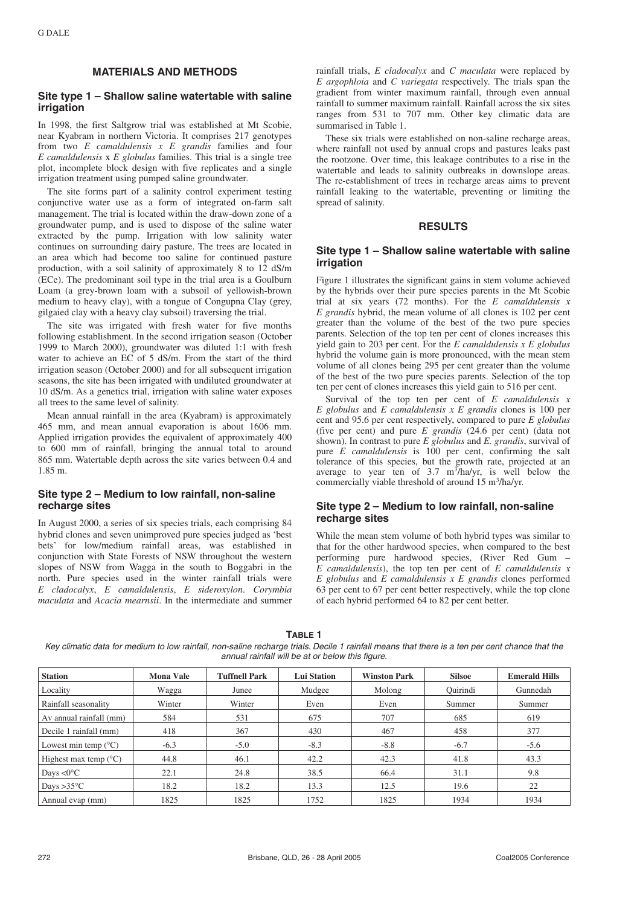## MATERIALS AND METHODS

### Site type 1 – Shallow saline watertable with saline irrigation

In 1998, the first Saltgrow trial was established at Mt Scobie, near Kyabram in northern Victoria. It comprises 217 genotypes from two *E camaldulensis x E grandis* families and four *E camaldulensis* x *E globulus* families. This trial is a single tree plot, incomplete block design with five replicates and a single irrigation treatment using pumped saline groundwater.

The site forms part of a salinity control experiment testing conjunctive water use as a form of integrated on-farm salt management. The trial is located within the draw-down zone of a groundwater pump, and is used to dispose of the saline water extracted by the pump. Irrigation with low salinity water continues on surrounding dairy pasture. The trees are located in an area which had become too saline for continued pasture production, with a soil salinity of approximately 8 to 12 dS/m (ECe). The predominant soil type in the trial area is a Goulburn Loam (a grey-brown loam with a subsoil of yellowish-brown medium to heavy clay), with a tongue of Congupna Clay (grey, gilgaied clay with a heavy clay subsoil) traversing the trial.

The site was irrigated with fresh water for five months following establishment. In the second irrigation season (October 1999 to March 2000), groundwater was diluted 1:1 with fresh water to achieve an EC of 5 dS/m. From the start of the third irrigation season (October 2000) and for all subsequent irrigation seasons, the site has been irrigated with undiluted groundwater at 10 dS/m. As a genetics trial, irrigation with saline water exposes all trees to the same level of salinity.

Mean annual rainfall in the area (Kyabram) is approximately 465 mm, and mean annual evaporation is about 1606 mm. Applied irrigation provides the equivalent of approximately 400 to 600 mm of rainfall, bringing the annual total to around 865 mm. Watertable depth across the site varies between 0.4 and 1.85 m.

### Site type 2 – Medium to low rainfall, non-saline recharge sites

In August 2000, a series of six species trials, each comprising 84 hybrid clones and seven unimproved pure species judged as 'best bets' for low/medium rainfall areas, was established in conjunction with State Forests of NSW throughout the western slopes of NSW from Wagga in the south to Boggabri in the north. Pure species used in the winter rainfall trials were *E cladocalyx*, *E camaldulensis*, *E sideroxylon*. *Corymbia maculata* and *Acacia mearnsii*. In the intermediate and summer rainfall trials, *E cladocalyx* and *C maculata* were replaced by *E argophloia* and *C variegata* respectively. The trials span the gradient from winter maximum rainfall, through even annual rainfall to summer maximum rainfall. Rainfall across the six sites ranges from 531 to 707 mm. Other key climatic data are summarised in Table 1.

These six trials were established on non-saline recharge areas, where rainfall not used by annual crops and pastures leaks past the rootzone. Over time, this leakage contributes to a rise in the watertable and leads to salinity outbreaks in downslope areas. The re-establishment of trees in recharge areas aims to prevent rainfall leaking to the watertable, preventing or limiting the spread of salinity.

## RESULTS

### Site type 1 – Shallow saline watertable with saline irrigation

Figure 1 illustrates the significant gains in stem volume achieved by the hybrids over their pure species parents in the Mt Scobie trial at six years (72 months). For the *E camaldulensis x E grandis* hybrid, the mean volume of all clones is 102 per cent greater than the volume of the best of the two pure species parents. Selection of the top ten per cent of clones increases this yield gain to 203 per cent. For the *E camaldulensis x E globulus* hybrid the volume gain is more pronounced, with the mean stem volume of all clones being 295 per cent greater than the volume of the best of the two pure species parents. Selection of the top ten per cent of clones increases this yield gain to 516 per cent.

Survival of the top ten per cent of *E camaldulensis x E globulus* and *E camaldulensis x E grandis* clones is 100 per cent and 95.6 per cent respectively, compared to pure *E globulus* (five per cent) and pure *E grandis* (24.6 per cent) (data not shown). In contrast to pure *E globulus* and *E. grandis*, survival of pure *E camaldulensis* is 100 per cent, confirming the salt tolerance of this species, but the growth rate, projected at an average to year ten of 3.7 $m^3$/ha/yr, is well below the commercially viable threshold of around 15 $m^3$/ha/yr.

### Site type 2 – Medium to low rainfall, non-saline recharge sites

While the mean stem volume of both hybrid types was similar to that for the other hardwood species, when compared to the best performing pure hardwood species, (River Red Gum – *E camaldulensis*), the top ten per cent of *E camaldulensis x E globulus* and *E camaldulensis x E grandis* clones performed 63 per cent to 67 per cent better respectively, while the top clone of each hybrid performed 64 to 82 per cent better.

**TABLE 1**

*Key climatic data for medium to low rainfall, non-saline recharge trials. Decile 1 rainfall means that there is a ten per cent chance that the annual rainfall will be at or below this figure.*

| Station | Mona Vale | Tuffnell Park | Lui Station | Winston Park | Silsoe | Emerald Hills |
|---|---|---|---|---|---|---|
| Locality | Wagga | Junee | Mudgee | Molong | Quirindi | Gunnedah |
| Rainfall seasonality | Winter | Winter | Even | Even | Summer | Summer |
| Av annual rainfall (mm) | 584 | 531 | 675 | 707 | 685 | 619 |
| Decile 1 rainfall (mm) | 418 | 367 | 430 | 467 | 458 | 377 |
| Lowest min temp (°C) | -6.3 | -5.0 | -8.3 | -8.8 | -6.7 | -5.6 |
| Highest max temp (°C) | 44.8 | 46.1 | 42.2 | 42.3 | 41.8 | 43.3 |
| Days <0°C | 22.1 | 24.8 | 38.5 | 66.4 | 31.1 | 9.8 |
| Days >35°C | 18.2 | 18.2 | 13.3 | 12.5 | 19.6 | 22 |
| Annual evap (mm) | 1825 | 1825 | 1752 | 1825 | 1934 | 1934 |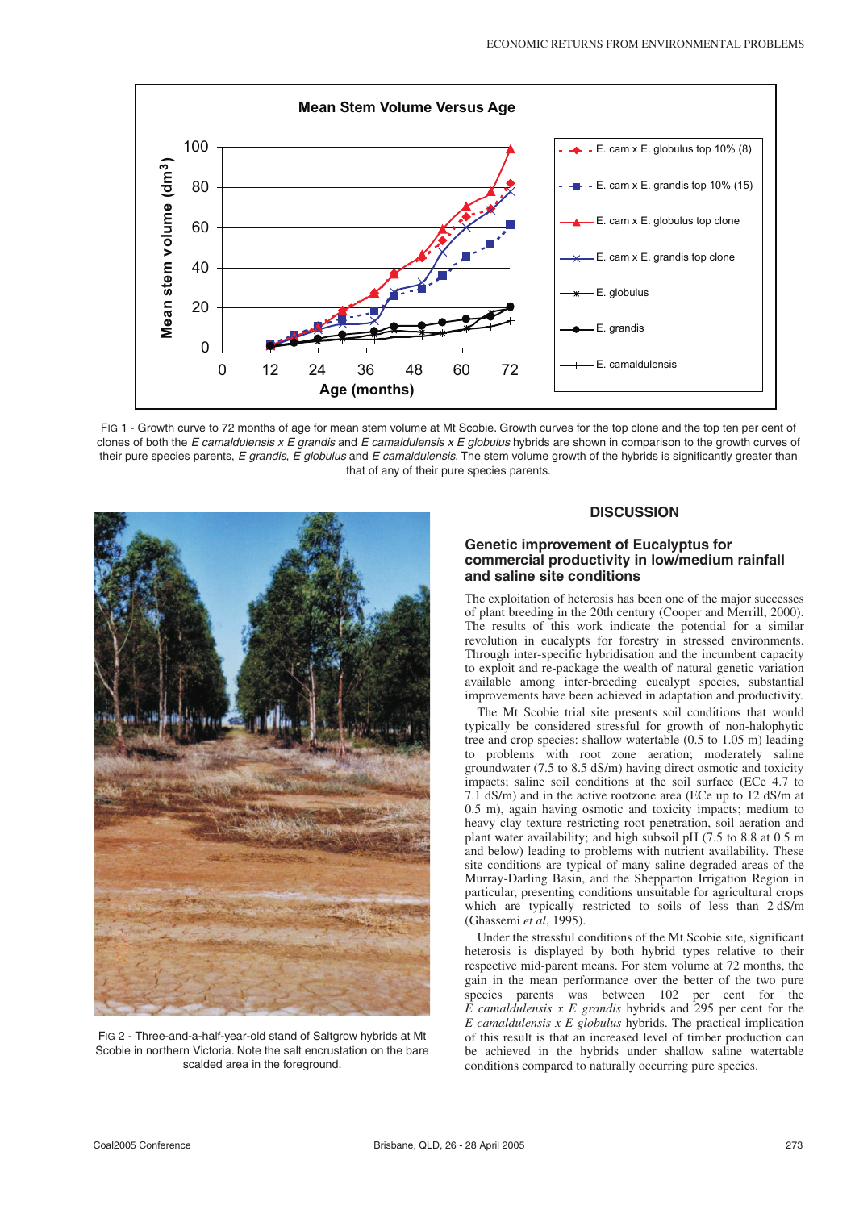FIG 1 - Growth curve to 72 months of age for mean stem volume at Mt Scobie. Growth curves for the top clone and the top ten per cent of clones of both the *E camaldulensis x E grandis* and *E camaldulensis x E globulus* hybrids are shown in comparison to the growth curves of their pure species parents, *E grandis*, *E globulus* and *E camaldulensis*. The stem volume growth of the hybrids is significantly greater than that of any of their pure species parents.

FIG 2 - Three-and-a-half-year-old stand of Saltgrow hybrids at Mt Scobie in northern Victoria. Note the salt encrustation on the bare scalded area in the foreground.

## DISCUSSION

### Genetic improvement of Eucalyptus for commercial productivity in low/medium rainfall and saline site conditions

The exploitation of heterosis has been one of the major successes of plant breeding in the 20th century (Cooper and Merrill, 2000). The results of this work indicate the potential for a similar revolution in eucalypts for forestry in stressed environments. Through inter-specific hybridisation and the incumbent capacity to exploit and re-package the wealth of natural genetic variation available among inter-breeding eucalypt species, substantial improvements have been achieved in adaptation and productivity.

The Mt Scobie trial site presents soil conditions that would typically be considered stressful for growth of non-halophytic tree and crop species: shallow watertable (0.5 to 1.05 m) leading to problems with root zone aeration; moderately saline groundwater (7.5 to 8.5 dS/m) having direct osmotic and toxicity impacts; saline soil conditions at the soil surface (ECe 4.7 to 7.1 dS/m) and in the active rootzone area (ECe up to 12 dS/m at 0.5 m), again having osmotic and toxicity impacts; medium to heavy clay texture restricting root penetration, soil aeration and plant water availability; and high subsoil pH (7.5 to 8.8 at 0.5 m and below) leading to problems with nutrient availability. These site conditions are typical of many saline degraded areas of the Murray-Darling Basin, and the Shepparton Irrigation Region in particular, presenting conditions unsuitable for agricultural crops which are typically restricted to soils of less than 2 dS/m (Ghassemi *et al*, 1995).

Under the stressful conditions of the Mt Scobie site, significant heterosis is displayed by both hybrid types relative to their respective mid-parent means. For stem volume at 72 months, the gain in the mean performance over the better of the two pure species parents was between 102 per cent for the *E camaldulensis x E grandis* hybrids and 295 per cent for the *E camaldulensis x E globulus* hybrids. The practical implication of this result is that an increased level of timber production can be achieved in the hybrids under shallow saline watertable conditions compared to naturally occurring pure species.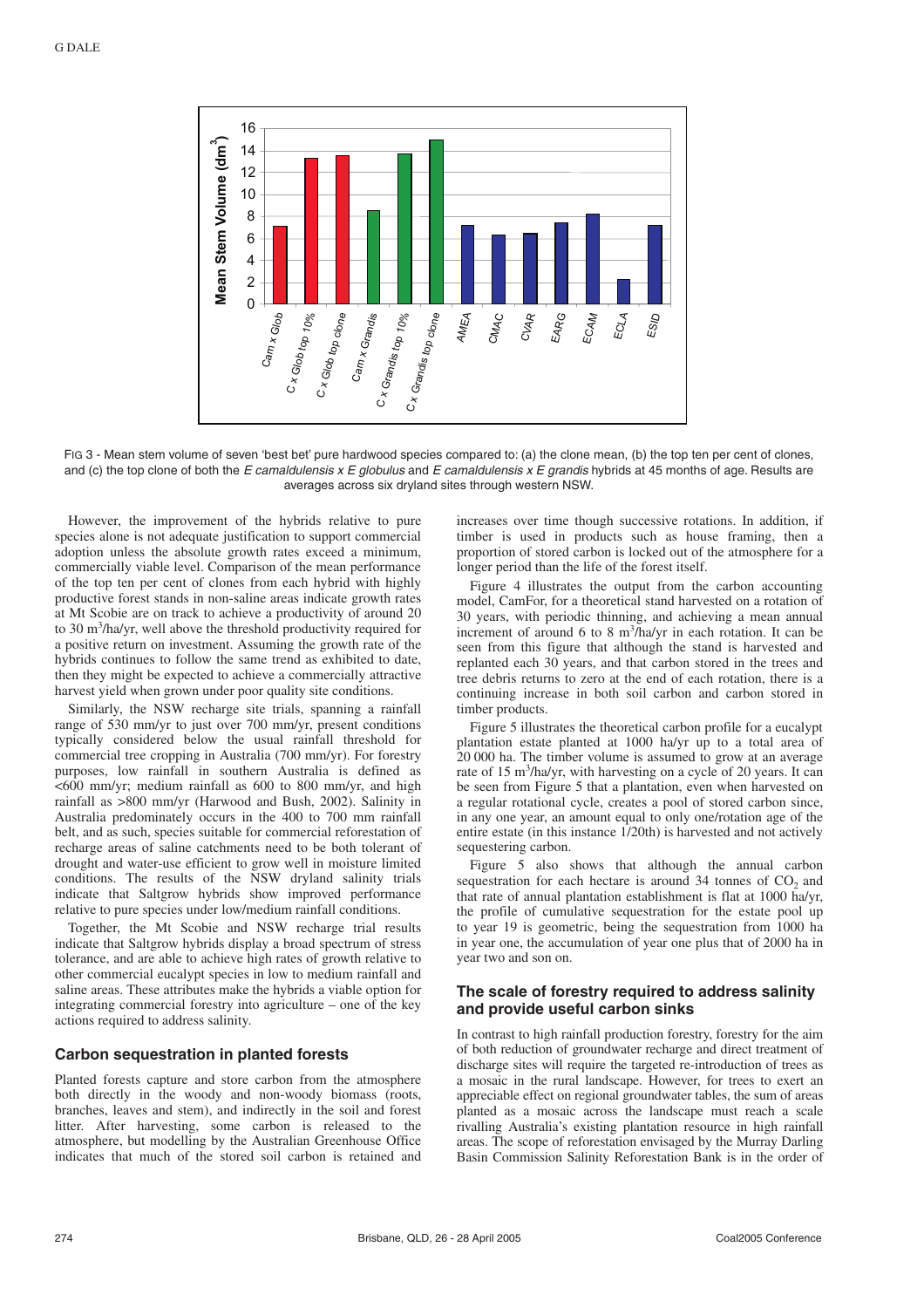FIG 3 - Mean stem volume of seven 'best bet' pure hardwood species compared to: (a) the clone mean, (b) the top ten per cent of clones, and (c) the top clone of both the *E camaldulensis x E globulus* and *E camaldulensis x E grandis* hybrids at 45 months of age. Results are averages across six dryland sites through western NSW.

However, the improvement of the hybrids relative to pure species alone is not adequate justification to support commercial adoption unless the absolute growth rates exceed a minimum, commercially viable level. Comparison of the mean performance of the top ten per cent of clones from each hybrid with highly productive forest stands in non-saline areas indicate growth rates at Mt Scobie are on track to achieve a productivity of around 20 to 30 $m^3$/ha/yr, well above the threshold productivity required for a positive return on investment. Assuming the growth rate of the hybrids continues to follow the same trend as exhibited to date, then they might be expected to achieve a commercially attractive harvest yield when grown under poor quality site conditions.

Similarly, the NSW recharge site trials, spanning a rainfall range of 530 mm/yr to just over 700 mm/yr, present conditions typically considered below the usual rainfall threshold for commercial tree cropping in Australia (700 mm/yr). For forestry purposes, low rainfall in southern Australia is defined as <600 mm/yr; medium rainfall as 600 to 800 mm/yr, and high rainfall as >800 mm/yr (Harwood and Bush, 2002). Salinity in Australia predominately occurs in the 400 to 700 mm rainfall belt, and as such, species suitable for commercial reforestation of recharge areas of saline catchments need to be both tolerant of drought and water-use efficient to grow well in moisture limited conditions. The results of the NSW dryland salinity trials indicate that Saltgrow hybrids show improved performance relative to pure species under low/medium rainfall conditions.

Together, the Mt Scobie and NSW recharge trial results indicate that Saltgrow hybrids display a broad spectrum of stress tolerance, and are able to achieve high rates of growth relative to other commercial eucalypt species in low to medium rainfall and saline areas. These attributes make the hybrids a viable option for integrating commercial forestry into agriculture – one of the key actions required to address salinity.

## Carbon sequestration in planted forests

Planted forests capture and store carbon from the atmosphere both directly in the woody and non-woody biomass (roots, branches, leaves and stem), and indirectly in the soil and forest litter. After harvesting, some carbon is released to the atmosphere, but modelling by the Australian Greenhouse Office indicates that much of the stored soil carbon is retained and increases over time though successive rotations. In addition, if timber is used in products such as house framing, then a proportion of stored carbon is locked out of the atmosphere for a longer period than the life of the forest itself.

Figure 4 illustrates the output from the carbon accounting model, CamFor, for a theoretical stand harvested on a rotation of 30 years, with periodic thinning, and achieving a mean annual increment of around 6 to 8 $m^3$/ha/yr in each rotation. It can be seen from this figure that although the stand is harvested and replanted each 30 years, and that carbon stored in the trees and tree debris returns to zero at the end of each rotation, there is a continuing increase in both soil carbon and carbon stored in timber products.

Figure 5 illustrates the theoretical carbon profile for a eucalypt plantation estate planted at 1000 ha/yr up to a total area of 20 000 ha. The timber volume is assumed to grow at an average rate of 15 $m^3$/ha/yr, with harvesting on a cycle of 20 years. It can be seen from Figure 5 that a plantation, even when harvested on a regular rotational cycle, creates a pool of stored carbon since, in any one year, an amount equal to only one/rotation age of the entire estate (in this instance 1/20th) is harvested and not actively sequestering carbon.

Figure 5 also shows that although the annual carbon sequestration for each hectare is around 34 tonnes of $CO_2$ and that rate of annual plantation establishment is flat at 1000 ha/yr, the profile of cumulative sequestration for the estate pool up to year 19 is geometric, being the sequestration from 1000 ha in year one, the accumulation of year one plus that of 2000 ha in year two and son on.

## The scale of forestry required to address salinity and provide useful carbon sinks

In contrast to high rainfall production forestry, forestry for the aim of both reduction of groundwater recharge and direct treatment of discharge sites will require the targeted re-introduction of trees as a mosaic in the rural landscape. However, for trees to exert an appreciable effect on regional groundwater tables, the sum of areas planted as a mosaic across the landscape must reach a scale rivalling Australia's existing plantation resource in high rainfall areas. The scope of reforestation envisaged by the Murray Darling Basin Commission Salinity Reforestation Bank is in the order of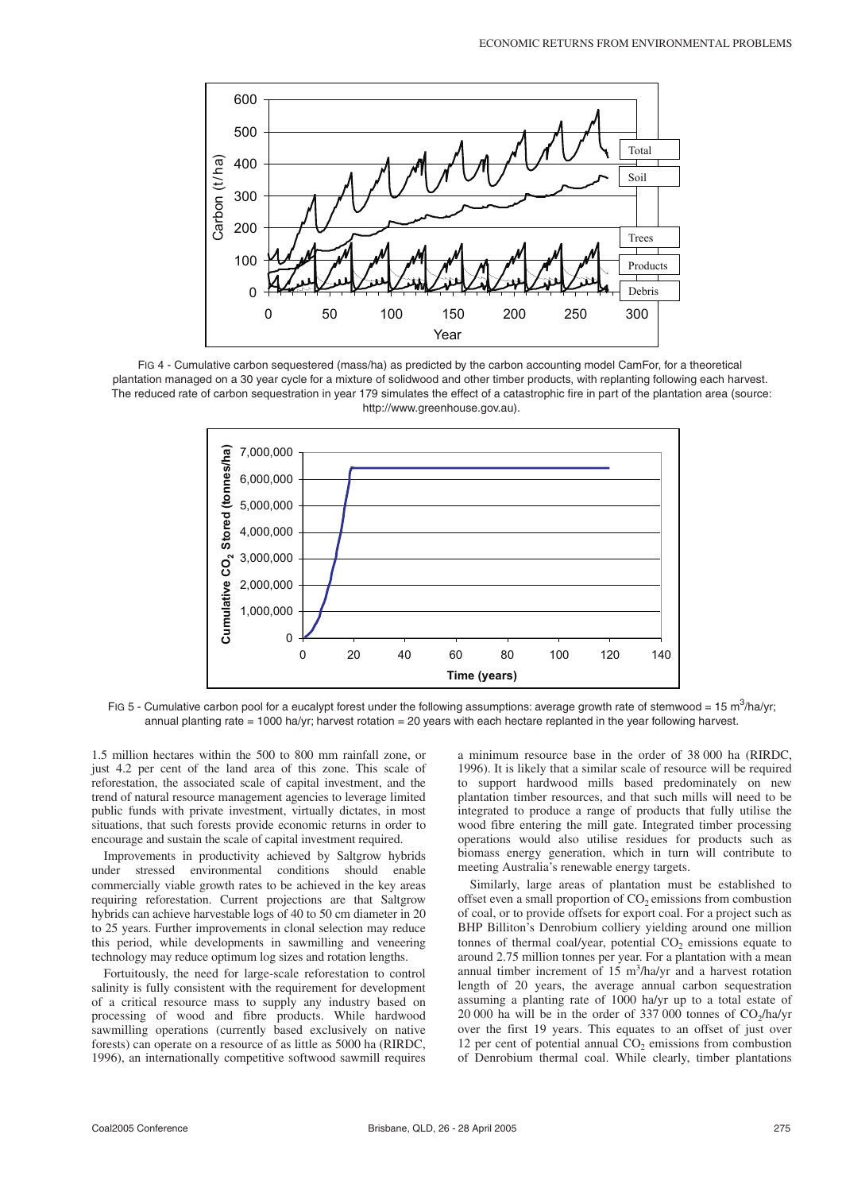FIG 4 - Cumulative carbon sequestered (mass/ha) as predicted by the carbon accounting model CamFor, for a theoretical plantation managed on a 30 year cycle for a mixture of solidwood and other timber products, with replanting following each harvest. The reduced rate of carbon sequestration in year 179 simulates the effect of a catastrophic fire in part of the plantation area (source: http://www.greenhouse.gov.au).

FIG 5 - Cumulative carbon pool for a eucalypt forest under the following assumptions: average growth rate of stemwood = 15 $m^3$/ha/yr; annual planting rate = 1000 ha/yr; harvest rotation = 20 years with each hectare replanted in the year following harvest.

1.5 million hectares within the 500 to 800 mm rainfall zone, or just 4.2 per cent of the land area of this zone. This scale of reforestation, the associated scale of capital investment, and the trend of natural resource management agencies to leverage limited public funds with private investment, virtually dictates, in most situations, that such forests provide economic returns in order to encourage and sustain the scale of capital investment required.

Improvements in productivity achieved by Saltgrow hybrids under stressed environmental conditions should enable commercially viable growth rates to be achieved in the key areas requiring reforestation. Current projections are that Saltgrow hybrids can achieve harvestable logs of 40 to 50 cm diameter in 20 to 25 years. Further improvements in clonal selection may reduce this period, while developments in sawmilling and veneering technology may reduce optimum log sizes and rotation lengths.

Fortuitously, the need for large-scale reforestation to control salinity is fully consistent with the requirement for development of a critical resource mass to supply any industry based on processing of wood and fibre products. While hardwood sawmilling operations (currently based exclusively on native forests) can operate on a resource of as little as 5000 ha (RIRDC, 1996), an internationally competitive softwood sawmill requires a minimum resource base in the order of 38 000 ha (RIRDC, 1996). It is likely that a similar scale of resource will be required to support hardwood mills based predominately on new plantation timber resources, and that such mills will need to be integrated to produce a range of products that fully utilise the wood fibre entering the mill gate. Integrated timber processing operations would also utilise residues for products such as biomass energy generation, which in turn will contribute to meeting Australia's renewable energy targets.

Similarly, large areas of plantation must be established to offset even a small proportion of $CO_2$ emissions from combustion of coal, or to provide offsets for export coal. For a project such as BHP Billiton's Denrobium colliery yielding around one million tonnes of thermal coal/year, potential $CO_2$ emissions equate to around 2.75 million tonnes per year. For a plantation with a mean annual timber increment of 15 $m^3$/ha/yr and a harvest rotation length of 20 years, the average annual carbon sequestration assuming a planting rate of 1000 ha/yr up to a total estate of 20 000 ha will be in the order of 337 000 tonnes of $CO_2$/ha/yr over the first 19 years. This equates to an offset of just over 12 per cent of potential annual $CO_2$ emissions from combustion of Denrobium thermal coal. While clearly, timber plantations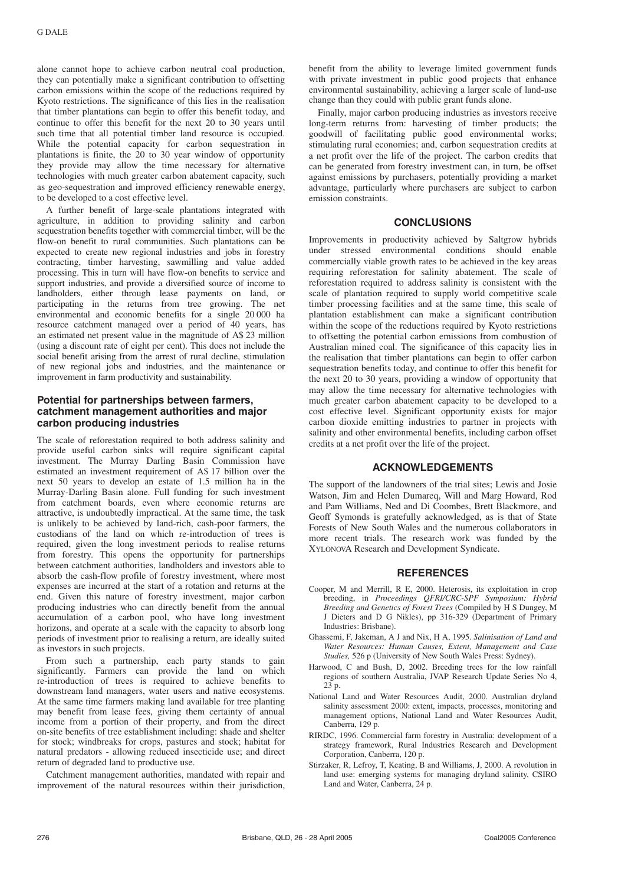alone cannot hope to achieve carbon neutral coal production, they can potentially make a significant contribution to offsetting carbon emissions within the scope of the reductions required by Kyoto restrictions. The significance of this lies in the realisation that timber plantations can begin to offer this benefit today, and continue to offer this benefit for the next 20 to 30 years until such time that all potential timber land resource is occupied. While the potential capacity for carbon sequestration in plantations is finite, the 20 to 30 year window of opportunity they provide may allow the time necessary for alternative technologies with much greater carbon abatement capacity, such as geo-sequestration and improved efficiency renewable energy, to be developed to a cost effective level.

A further benefit of large-scale plantations integrated with agriculture, in addition to providing salinity and carbon sequestration benefits together with commercial timber, will be the flow-on benefit to rural communities. Such plantations can be expected to create new regional industries and jobs in forestry contracting, timber harvesting, sawmilling and value added processing. This in turn will have flow-on benefits to service and support industries, and provide a diversified source of income to landholders, either through lease payments on land, or participating in the returns from tree growing. The net environmental and economic benefits for a single 20 000 ha resource catchment managed over a period of 40 years, has an estimated net present value in the magnitude of A$ 23 million (using a discount rate of eight per cent). This does not include the social benefit arising from the arrest of rural decline, stimulation of new regional jobs and industries, and the maintenance or improvement in farm productivity and sustainability.

### Potential for partnerships between farmers, catchment management authorities and major carbon producing industries

The scale of reforestation required to both address salinity and provide useful carbon sinks will require significant capital investment. The Murray Darling Basin Commission have estimated an investment requirement of A$ 17 billion over the next 50 years to develop an estate of 1.5 million ha in the Murray-Darling Basin alone. Full funding for such investment from catchment boards, even where economic returns are attractive, is undoubtedly impractical. At the same time, the task is unlikely to be achieved by land-rich, cash-poor farmers, the custodians of the land on which re-introduction of trees is required, given the long investment periods to realise returns from forestry. This opens the opportunity for partnerships between catchment authorities, landholders and investors able to absorb the cash-flow profile of forestry investment, where most expenses are incurred at the start of a rotation and returns at the end. Given this nature of forestry investment, major carbon producing industries who can directly benefit from the annual accumulation of a carbon pool, who have long investment horizons, and operate at a scale with the capacity to absorb long periods of investment prior to realising a return, are ideally suited as investors in such projects.

From such a partnership, each party stands to gain significantly. Farmers can provide the land on which re-introduction of trees is required to achieve benefits to downstream land managers, water users and native ecosystems. At the same time farmers making land available for tree planting may benefit from lease fees, giving them certainty of annual income from a portion of their property, and from the direct on-site benefits of tree establishment including: shade and shelter for stock; windbreaks for crops, pastures and stock; habitat for natural predators - allowing reduced insecticide use; and direct return of degraded land to productive use.

Catchment management authorities, mandated with repair and improvement of the natural resources within their jurisdiction, benefit from the ability to leverage limited government funds with private investment in public good projects that enhance environmental sustainability, achieving a larger scale of land-use change than they could with public grant funds alone.

Finally, major carbon producing industries as investors receive long-term returns from: harvesting of timber products; the goodwill of facilitating public good environmental works; stimulating rural economies; and, carbon sequestration credits at a net profit over the life of the project. The carbon credits that can be generated from forestry investment can, in turn, be offset against emissions by purchasers, potentially providing a market advantage, particularly where purchasers are subject to carbon emission constraints.

## CONCLUSIONS

Improvements in productivity achieved by Saltgrow hybrids under stressed environmental conditions should enable commercially viable growth rates to be achieved in the key areas requiring reforestation for salinity abatement. The scale of reforestation required to address salinity is consistent with the scale of plantation required to supply world competitive scale timber processing facilities and at the same time, this scale of plantation establishment can make a significant contribution within the scope of the reductions required by Kyoto restrictions to offsetting the potential carbon emissions from combustion of Australian mined coal. The significance of this capacity lies in the realisation that timber plantations can begin to offer carbon sequestration benefits today, and continue to offer this benefit for the next 20 to 30 years, providing a window of opportunity that may allow the time necessary for alternative technologies with much greater carbon abatement capacity to be developed to a cost effective level. Significant opportunity exists for major carbon dioxide emitting industries to partner in projects with salinity and other environmental benefits, including carbon offset credits at a net profit over the life of the project.

## ACKNOWLEDGEMENTS

The support of the landowners of the trial sites; Lewis and Josie Watson, Jim and Helen Dumareq, Will and Marg Howard, Rod and Pam Williams, Ned and Di Coombes, Brett Blackmore, and Geoff Symonds is gratefully acknowledged, as is that of State Forests of New South Wales and the numerous collaborators in more recent trials. The research work was funded by the XYLONOVA Research and Development Syndicate.

## REFERENCES

Cooper, M and Merrill, R E, 2000. Heterosis, its exploitation in crop breeding, in *Proceedings QFRI/CRC-SPF Symposium: Hybrid Breeding and Genetics of Forest Trees* (Compiled by H S Dungey, M J Dieters and D G Nikles), pp 316-329 (Department of Primary Industries: Brisbane).

Ghassemi, F, Jakeman, A J and Nix, H A, 1995. *Salinisation of Land and Water Resources: Human Causes, Extent, Management and Case Studies,* 526 p (University of New South Wales Press: Sydney).

Harwood, C and Bush, D, 2002. Breeding trees for the low rainfall regions of southern Australia, JVAP Research Update Series No 4, 23 p.

National Land and Water Resources Audit, 2000. Australian dryland salinity assessment 2000: extent, impacts, processes, monitoring and management options, National Land and Water Resources Audit, Canberra, 129 p.

RIRDC, 1996. Commercial farm forestry in Australia: development of a strategy framework, Rural Industries Research and Development Corporation, Canberra, 120 p.

Stirzaker, R, Lefroy, T, Keating, B and Williams, J, 2000. A revolution in land use: emerging systems for managing dryland salinity, CSIRO Land and Water, Canberra, 24 p.